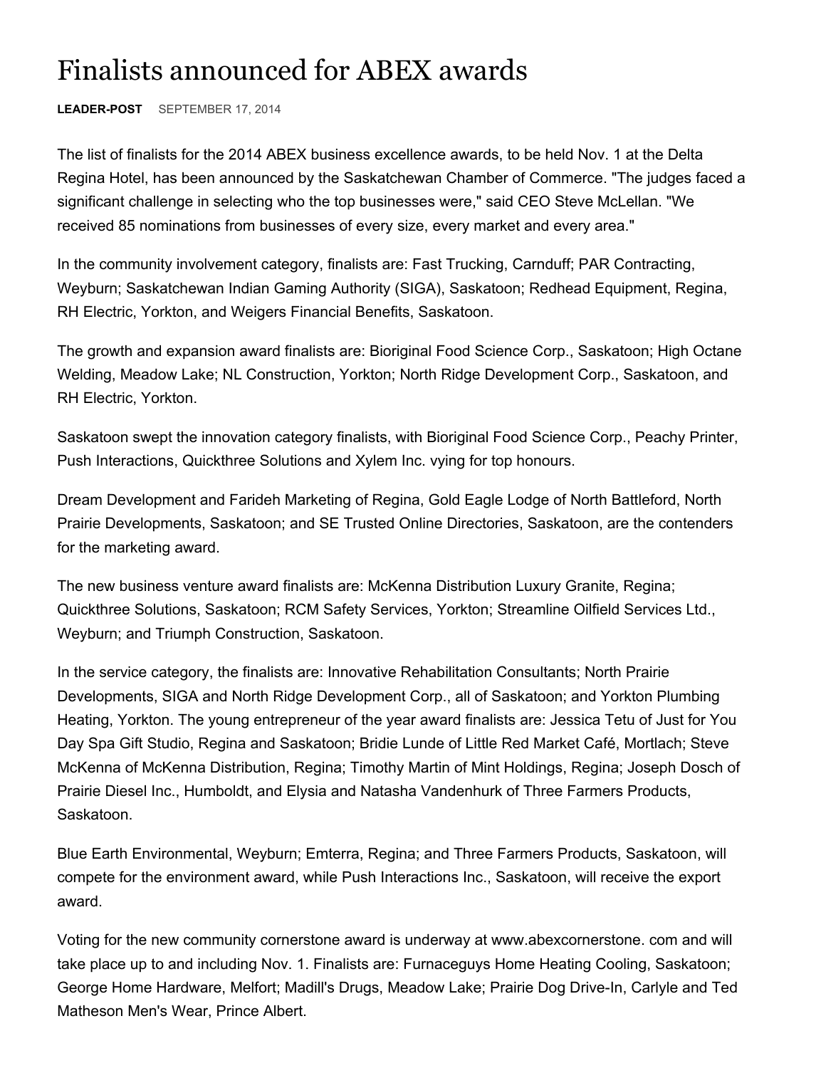# Finalists announced for ABEX awards

**LEADER-POST** SEPTEMBER 17, 2014

The list of finalists for the 2014 ABEX business excellence awards, to be held Nov. 1 at the Delta Regina Hotel, has been announced by the Saskatchewan Chamber of Commerce. "The judges faced a significant challenge in selecting who the top businesses were," said CEO Steve McLellan. "We received 85 nominations from businesses of every size, every market and every area."

In the community involvement category, finalists are: Fast Trucking, Carnduff; PAR Contracting, Weyburn; Saskatchewan Indian Gaming Authority (SIGA), Saskatoon; Redhead Equipment, Regina, RH Electric, Yorkton, and Weigers Financial Benefits, Saskatoon.

The growth and expansion award finalists are: Bioriginal Food Science Corp., Saskatoon; High Octane Welding, Meadow Lake; NL Construction, Yorkton; North Ridge Development Corp., Saskatoon, and RH Electric, Yorkton.

Saskatoon swept the innovation category finalists, with Bioriginal Food Science Corp., Peachy Printer, Push Interactions, Quickthree Solutions and Xylem Inc. vying for top honours.

Dream Development and Farideh Marketing of Regina, Gold Eagle Lodge of North Battleford, North Prairie Developments, Saskatoon; and SE Trusted Online Directories, Saskatoon, are the contenders for the marketing award.

The new business venture award finalists are: McKenna Distribution Luxury Granite, Regina; Quickthree Solutions, Saskatoon; RCM Safety Services, Yorkton; Streamline Oilfield Services Ltd., Weyburn; and Triumph Construction, Saskatoon.

In the service category, the finalists are: Innovative Rehabilitation Consultants; North Prairie Developments, SIGA and North Ridge Development Corp., all of Saskatoon; and Yorkton Plumbing Heating, Yorkton. The young entrepreneur of the year award finalists are: Jessica Tetu of Just for You Day Spa Gift Studio, Regina and Saskatoon; Bridie Lunde of Little Red Market Café, Mortlach; Steve McKenna of McKenna Distribution, Regina; Timothy Martin of Mint Holdings, Regina; Joseph Dosch of Prairie Diesel Inc., Humboldt, and Elysia and Natasha Vandenhurk of Three Farmers Products, Saskatoon.

Blue Earth Environmental, Weyburn; Emterra, Regina; and Three Farmers Products, Saskatoon, will compete for the environment award, while Push Interactions Inc., Saskatoon, will receive the export award.

Voting for the new community cornerstone award is underway at www.abexcornerstone. com and will take place up to and including Nov. 1. Finalists are: Furnaceguys Home Heating Cooling, Saskatoon; George Home Hardware, Melfort; Madill's Drugs, Meadow Lake; Prairie Dog Drive-In, Carlyle and Ted Matheson Men's Wear, Prince Albert.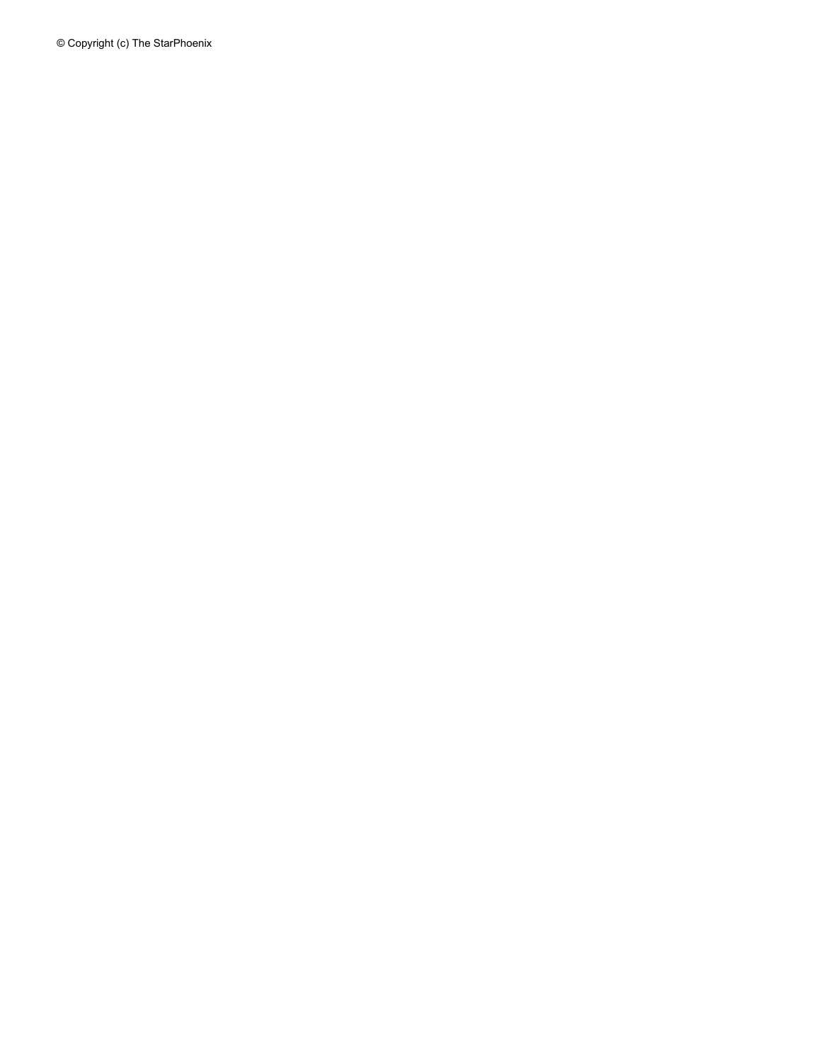© Copyright (c) The StarPhoenix